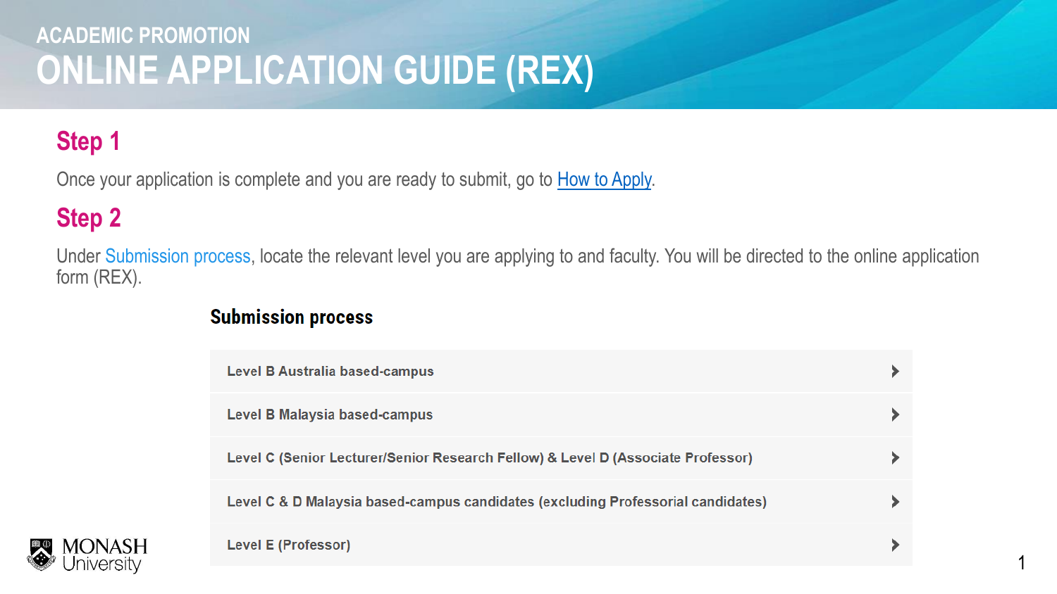ACADEMIC PROMOTION

# ONLINE APPLICATION GUIDE (REX)

## Step 1

Once your application is complete and you are ready to submit, go to How to Apply.

## Step 2

Under Submission process, locate the relevant level you are applying to and faculty. You will be directed to the online application form (REX).

### Submission process

- Level B Australia based-campus
- Level B Malaysia based-campus
- Level C (Senior Lecturer/Senior Research Fellow) & Level D (Associate Professor)
- Level C & D Malaysia based-campus candidates (excluding Professorial candidates)
- Level E (Professor)

MONASH University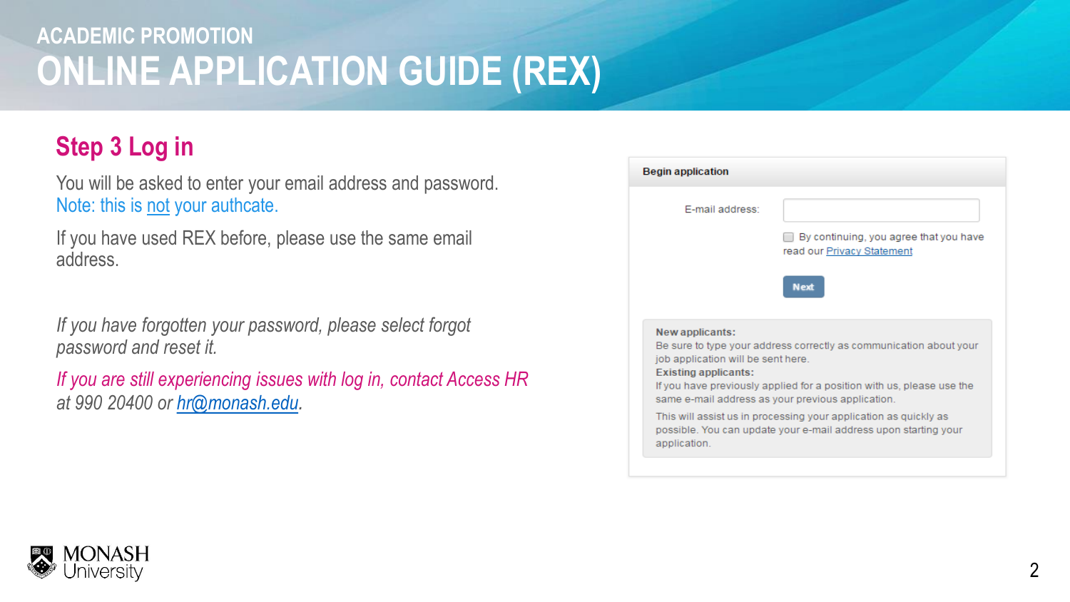ACADEMIC PROMOTION

# ONLINE APPLICATION GUIDE (REX)

## Step 3 Log in

You will be asked to enter your email address and password.
Note: this is not your authcate.

If you have used REX before, please use the same email address.

*If you have forgotten your password, please select forgot password and reset it.*

*If you are still experiencing issues with log in, contact Access HR at 990 20400 or hr@monash.edu.*

**Begin application**

E-mail address:

By continuing, you agree that you have read our Privacy Statement

Next

**New applicants:**
Be sure to type your address correctly as communication about your job application will be sent here.
**Existing applicants:**
If you have previously applied for a position with us, please use the same e-mail address as your previous application.

This will assist us in processing your application as quickly as possible. You can update your e-mail address upon starting your application.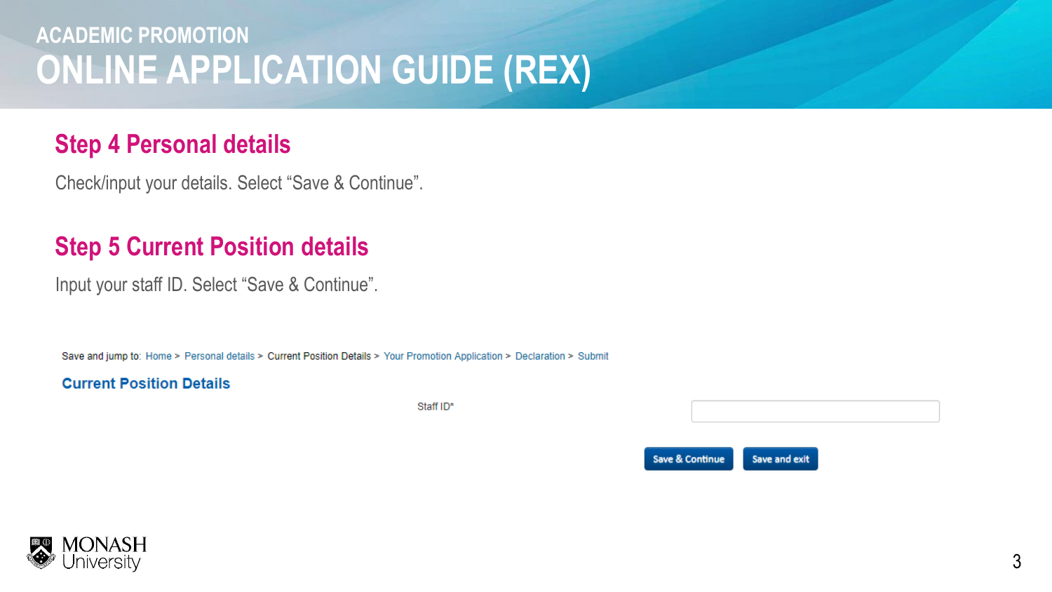# ACADEMIC PROMOTION
# ONLINE APPLICATION GUIDE (REX)

## Step 4 Personal details

Check/input your details. Select "Save & Continue".

## Step 5 Current Position details

Input your staff ID. Select "Save & Continue".

Save and jump to: Home > Personal details > Current Position Details > Your Promotion Application > Declaration > Submit

**Current Position Details**

Staff ID*

Save & Continue | Save and exit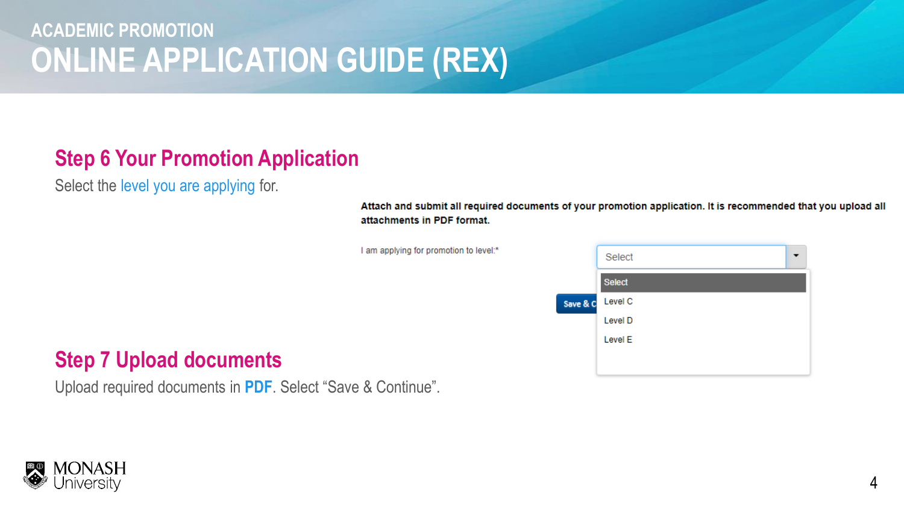# ACADEMIC PROMOTION

# ONLINE APPLICATION GUIDE (REX)

## Step 6 Your Promotion Application

Select the level you are applying for.

**Attach and submit all required documents of your promotion application. It is recommended that you upload all attachments in PDF format.**

I am applying for promotion to level:*

Select

- Select
- Level C
- Level D
- Level E

Save & C

## Step 7 Upload documents

Upload required documents in **PDF**. Select “Save & Continue”.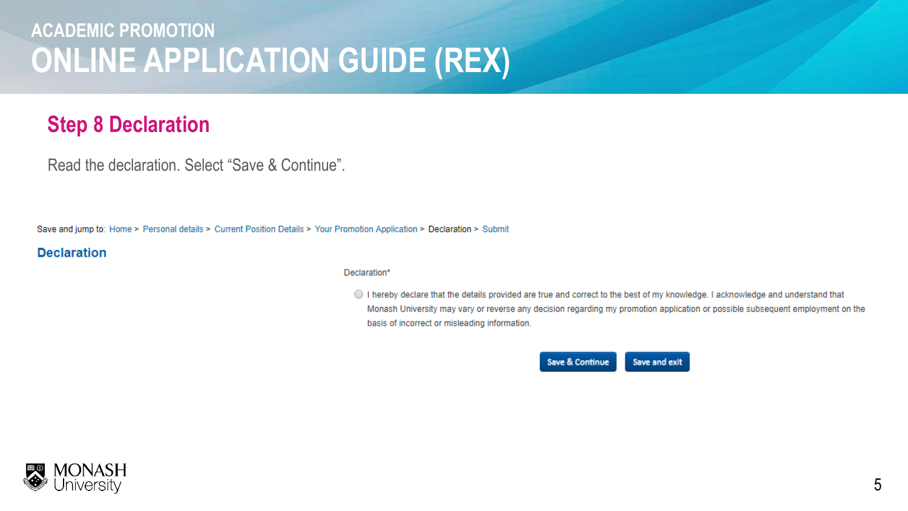# ACADEMIC PROMOTION
# ONLINE APPLICATION GUIDE (REX)

## Step 8 Declaration

Read the declaration. Select "Save & Continue".

Save and jump to: Home > Personal details > Current Position Details > Your Promotion Application > Declaration > Submit

### Declaration

Declaration*

- [ ] I hereby declare that the details provided are true and correct to the best of my knowledge. I acknowledge and understand that Monash University may vary or reverse any decision regarding my promotion application or possible subsequent employment on the basis of incorrect or misleading information.

**Save & Continue** **Save and exit**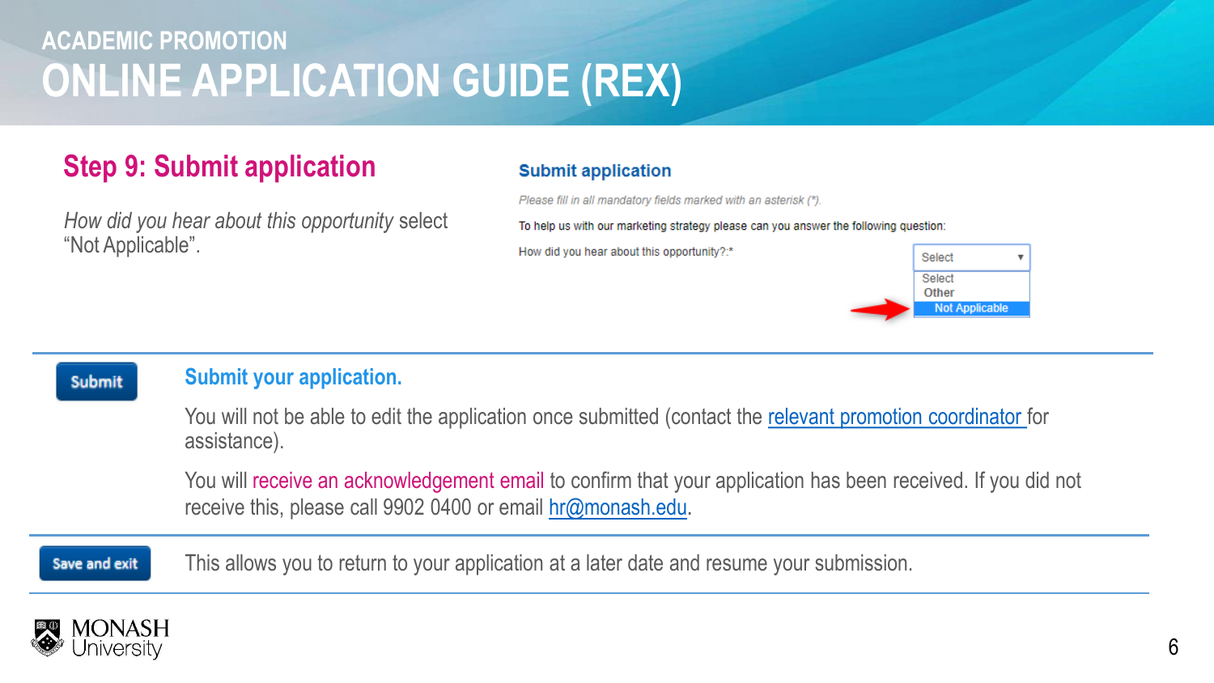# ACADEMIC PROMOTION
# ONLINE APPLICATION GUIDE (REX)

## Step 9: Submit application

*How did you hear about this opportunity* select "Not Applicable".

**Submit application**

*Please fill in all mandatory fields marked with an asterisk (*).*

To help us with our marketing strategy please can you answer the following question:

How did you hear about this opportunity?:*

Select
- Select
- Other
- Not Applicable

---

**Submit**

**Submit your application.**

You will not be able to edit the application once submitted (contact the relevant promotion coordinator for assistance).

You will receive an acknowledgement email to confirm that your application has been received. If you did not receive this, please call 9902 0400 or email hr@monash.edu.

---

**Save and exit**

This allows you to return to your application at a later date and resume your submission.

---

MONASH University